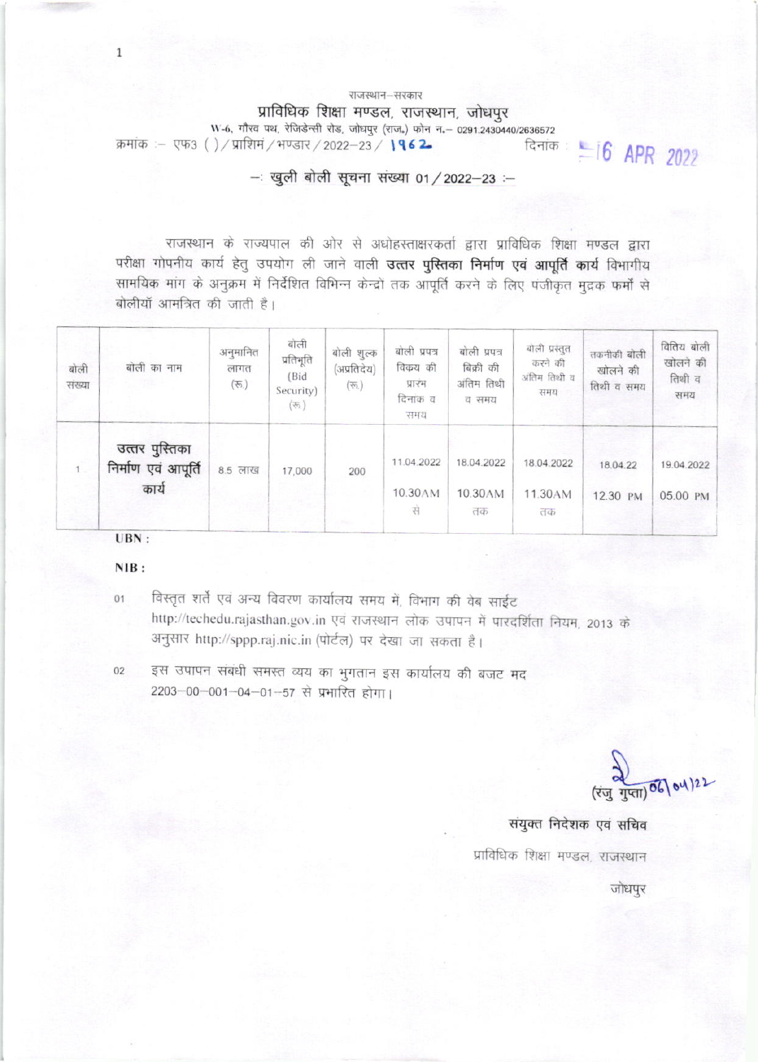राजस्थान–सरकार

# प्राविधिक शिक्षा मण्डल, राजस्थान, जोधपुर

W-6, गौरव पथ, रेजिडेन्सी रोड, जोधपुर (राज.) फोन न.– 0291.2430440/2636572

क्रमांक :– एफ3 ( )/प्राशिमं/भण्डार/2022–23/ 1962 &nbsp;&nbsp;&nbsp;&nbsp;&nbsp;&nbsp;&nbsp;&nbsp; दिनांक : 16 APR 2022

## –: खुली बोली सूचना संख्या 01/2022–23 :–

राजस्थान के राज्यपाल की ओर से अधोहस्ताक्षरकर्ता द्वारा प्राविधिक शिक्षा मण्डल द्वारा परीक्षा गोपनीय कार्य हेतु उपयोग ली जाने वाली **उत्तर पुस्तिका निर्माण एवं आपूर्ति कार्य** विभागीय सामयिक मांग के अनुक्रम में निर्देशित विभिन्न केन्द्रों तक आपूर्ति करने के लिए पंजीकृत मुद्रक फर्मो से बोलीयाँ आमंत्रित की जाती है।

| बोली संख्या | बोली का नाम | अनुमानित लागत (रू.) | बोली प्रतिभूति (Bid Security) (रू.) | बोली शुल्क (अप्रतिदेय) (रू.) | बोली प्रपत्र विक्रय की प्रारंभ दिनांक व समय | बोली प्रपत्र बिक्री की अंतिम तिथी व समय | बोली प्रस्तुत करने की अंतिम तिथी व समय | तकनीकी बोली खोलने की तिथी व समय | वित्तिय बोली खोलने की तिथी व समय |
|---|---|---|---|---|---|---|---|---|---|
| 1 | **उत्तर पुस्तिका निर्माण एवं आपूर्ति कार्य** | 8.5 लाख | 17,000 | 200 | 11.04.2022 10.30AM से | 18.04.2022 10.30AM तक | 18.04.2022 11.30AM तक | 18.04.22 12.30 PM | 19.04.2022 05.00 PM |

**UBN :**

**NIB :**

01 विस्तृत शर्ते एवं अन्य विवरण कार्यालय समय में, विभाग की वेब साईट http://techedu.rajasthan.gov.in एवं राजस्थान लोक उपापन में पारदर्शिता नियम, 2013 के अनुसार http://sppp.raj.nic.in (पोर्टल) पर देखा जा सकता है।

02 इस उपापन संबंधी समस्त व्यय का भुगतान इस कार्यालय की बजट मद 2203–00–001–04–01–57 से प्रभारित होगा।

(रंजु गुप्ता) 06/04/22

संयुक्त निदेशक एवं सचिव

प्राविधिक शिक्षा मण्डल, राजस्थान

जोधपुर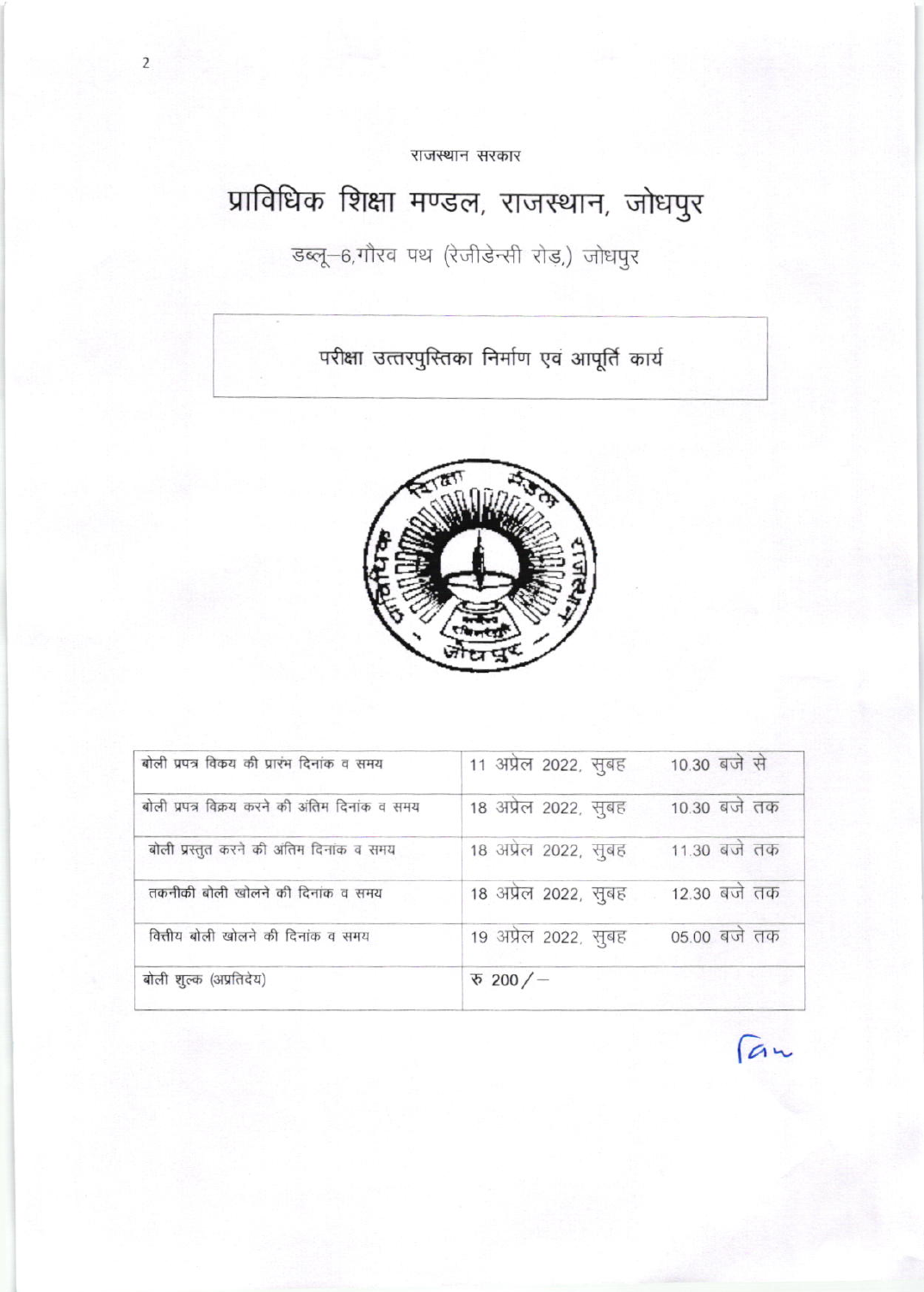राजस्थान सरकार

# प्राविधिक शिक्षा मण्डल, राजस्थान, जोधपुर

डब्लू–6,गौरव पथ (रेजीडेन्सी रोड,) जोधपुर

## परीक्षा उत्तरपुस्तिका निर्माण एवं आपूर्ति कार्य

| | | |
|---|---|---|
| बोली प्रपत्र विक्रय की प्रारंभ दिनांक व समय | 11 अप्रेल 2022, सुबह | 10.30 बजे से |
| बोली प्रपत्र विक्रय करने की अंतिम दिनांक व समय | 18 अप्रेल 2022, सुबह | 10.30 बजे तक |
| बोली प्रस्तुत करने की अंतिम दिनांक व समय | 18 अप्रेल 2022, सुबह | 11.30 बजे तक |
| तकनीकी बोली खोलने की दिनांक व समय | 18 अप्रेल 2022, सुबह | 12.30 बजे तक |
| वित्तीय बोली खोलने की दिनांक व समय | 19 अप्रेल 2022, सुबह | 05.00 बजे तक |
| बोली शुल्क (अप्रतिदेय) | रु 200/– | |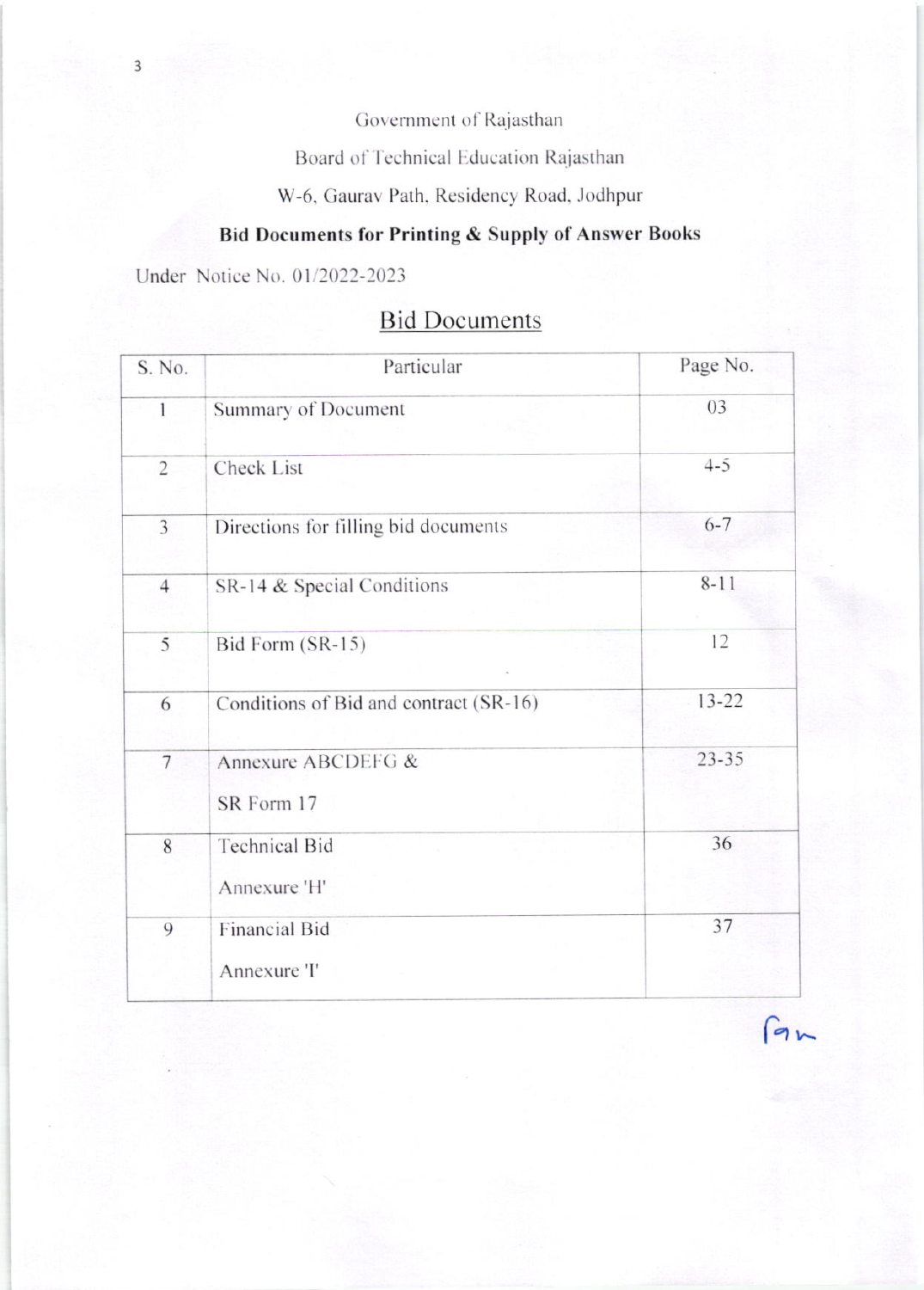Government of Rajasthan

Board of Technical Education Rajasthan

W-6, Gaurav Path, Residency Road, Jodhpur

**Bid Documents for Printing & Supply of Answer Books**

Under Notice No. 01/2022-2023

## Bid Documents

| S. No. | Particular | Page No. |
|---|---|---|
| 1 | Summary of Document | 03 |
| 2 | Check List | 4-5 |
| 3 | Directions for filling bid documents | 6-7 |
| 4 | SR-14 & Special Conditions | 8-11 |
| 5 | Bid Form (SR-15) | 12 |
| 6 | Conditions of Bid and contract (SR-16) | 13-22 |
| 7 | Annexure ABCDEFG & SR Form 17 | 23-35 |
| 8 | Technical Bid Annexure 'H' | 36 |
| 9 | Financial Bid Annexure 'I' | 37 |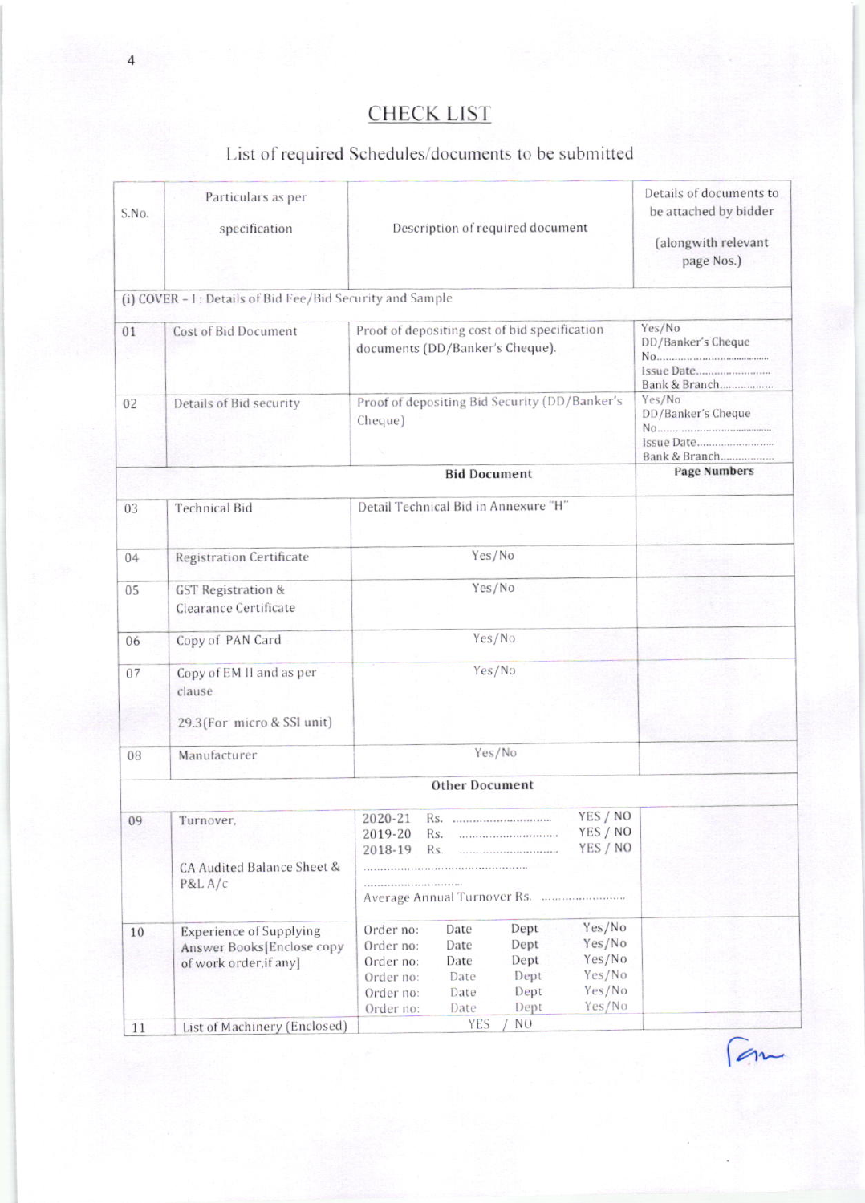# CHECK LIST

## List of required Schedules/documents to be submitted

| S.No. | Particulars as per specification | Description of required document | Details of documents to be attached by bidder (alongwith relevant page Nos.) |
|---|---|---|---|
| (i) COVER – I : Details of Bid Fee/Bid Security and Sample | | | |
| 01 | Cost of Bid Document | Proof of depositing cost of bid specification documents (DD/Banker's Cheque). | Yes/No<br>DD/Banker's Cheque<br>No.........................................<br>Issue Date..........................<br>Bank & Branch.................. |
| 02 | Details of Bid security | Proof of depositing Bid Security (DD/Banker's Cheque) | Yes/No<br>DD/Banker's Cheque<br>No.........................................<br>Issue Date..........................<br>Bank & Branch.................. |
| | | **Bid Document** | **Page Numbers** |
| 03 | Technical Bid | Detail Technical Bid in Annexure "H" | |
| 04 | Registration Certificate | Yes/No | |
| 05 | GST Registration & Clearance Certificate | Yes/No | |
| 06 | Copy of PAN Card | Yes/No | |
| 07 | Copy of EM II and as per clause<br><br>29.3(For micro & SSI unit) | Yes/No | |
| 08 | Manufacturer | Yes/No | |
| | | **Other Document** | |
| 09 | Turnover,<br><br>CA Audited Balance Sheet & P&L A/c | 2020-21 Rs. ............................... YES / NO<br>2019-20 Rs. ............................... YES / NO<br>2018-19 Rs. ............................... YES / NO<br>...............................................<br>...............................<br>Average Annual Turnover Rs. ........................ | |
| 10 | Experience of Supplying Answer Books[Enclose copy of work order,if any] | Order no: Date Dept Yes/No<br>Order no: Date Dept Yes/No<br>Order no: Date Dept Yes/No<br>Order no: Date Dept Yes/No<br>Order no: Date Dept Yes/No<br>Order no: Date Dept Yes/No | |
| 11 | List of Machinery (Enclosed) | YES / NO | |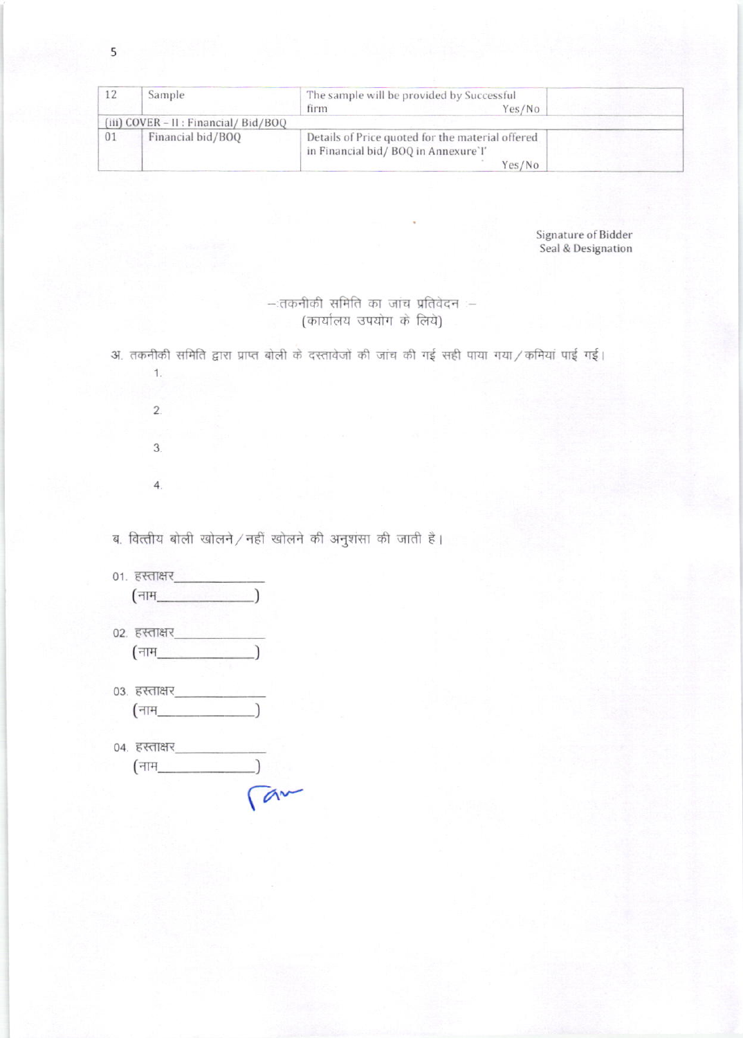| 12 | Sample | The sample will be provided by Successful firm Yes/No | |
|---|---|---|---|
| (iii) COVER – II : Financial/ Bid/BOQ | | | |
| 01 | Financial bid/BOQ | Details of Price quoted for the material offered in Financial bid/ BOQ in Annexure'I' Yes/No | |

Signature of Bidder
Seal & Designation

–:तकनीकी समिति का जांच प्रतिवेदन :–
(कार्यालय उपयोग के लिये)

अ. तकनीकी समिति द्वारा प्राप्त बोली के दस्तावेजों की जांच की गई सही पाया गया/कमियां पाई गई।

1.

2.

3.

4.

ब. वित्तीय बोली खोलने/नहीं खोलने की अनुशंसा की जाती है।

01. हस्ताक्षर_____________
(नाम______________)

02. हस्ताक्षर_____________
(नाम______________)

03. हस्ताक्षर_____________
(नाम______________)

04. हस्ताक्षर_____________
(नाम______________)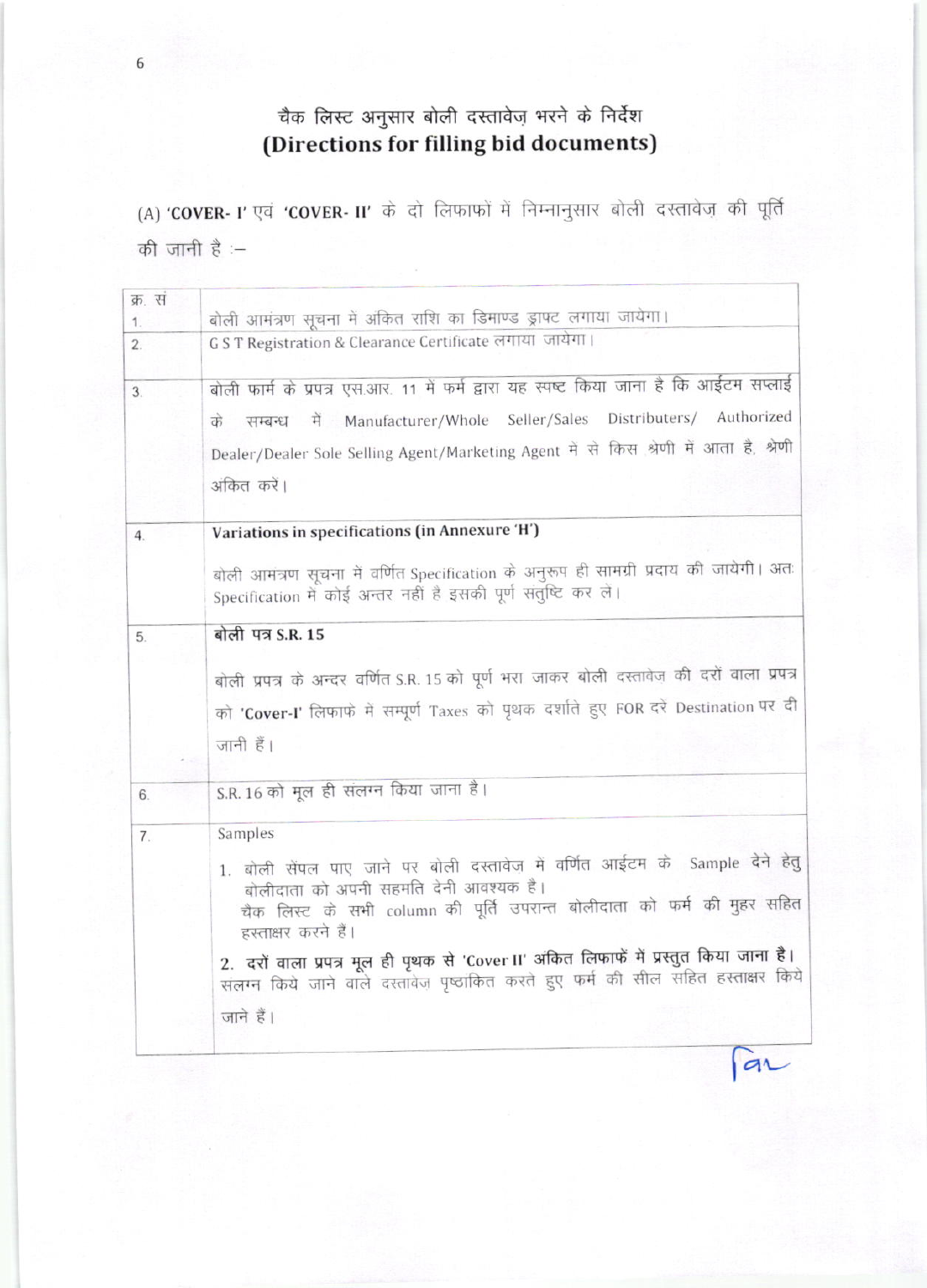## चैक लिस्ट अनुसार बोली दस्तावेज़ भरने के निर्देश
## (Directions for filling bid documents)

(A) **'COVER- I'** एवं **'COVER- II'** के दो लिफाफों में निम्नानुसार बोली दस्तावेज़ की पूर्ति की जानी है :–

| क्र. सं | |
|---|---|
| 1. | बोली आमंत्रण सूचना में अंकित राशि का डिमाण्ड ड्राफ्ट लगाया जायेगा। |
| 2. | G S T Registration & Clearance Certificate लगाया जायेगा। |
| 3. | बोली फार्म के प्रपत्र एस.आर. 11 में फर्म द्वारा यह स्पष्ट किया जाना है कि आईटम सप्लाई के सम्बन्ध में Manufacturer/Whole Seller/Sales Distributers/ Authorized Dealer/Dealer Sole Selling Agent/Marketing Agent में से किस श्रेणी में आता है, श्रेणी अंकित करें। |
| 4. | **Variations in specifications (in Annexure 'H')**<br><br>बोली आमत्रण सूचना में वर्णित Specification के अनुरूप ही सामग्री प्रदाय की जायेगी। अतः Specification में कोई अन्तर नहीं है इसकी पूर्ण संतुष्टि कर लें। |
| 5. | **बोली पत्र S.R. 15**<br><br>बोली प्रपत्र के अन्दर वर्णित S.R. 15 को पूर्ण भरा जाकर बोली दस्तावेज की दरों वाला प्रपत्र को **'Cover-I'** लिफाफे में सम्पूर्ण Taxes को पृथक दर्शाते हुए FOR दरे Destination पर दी जानी हैं। |
| 6. | S.R. 16 को मूल ही संलग्न किया जाना है। |
| 7. | Samples<br><br>1. बोली सेंपल पाए जाने पर बोली दस्तावेज में वर्णित आईटम के Sample देने हेतु बोलीदाता को अपनी सहमति देनी आवश्यक है।<br>चैक लिस्ट के सभी column की पूर्ति उपरान्त बोलीदाता को फर्म की मुहर सहित हस्ताक्षर करने हैं।<br><br>2. **दरों वाला प्रपत्र मूल ही पृथक से 'Cover II' अंकित लिफाफें में प्रस्तुत किया जाना है।** संलग्न किये जाने वाले दस्तावेज पृष्ठांकित करते हुए फर्म की सील सहित हस्ताक्षर किये जाने हैं। |